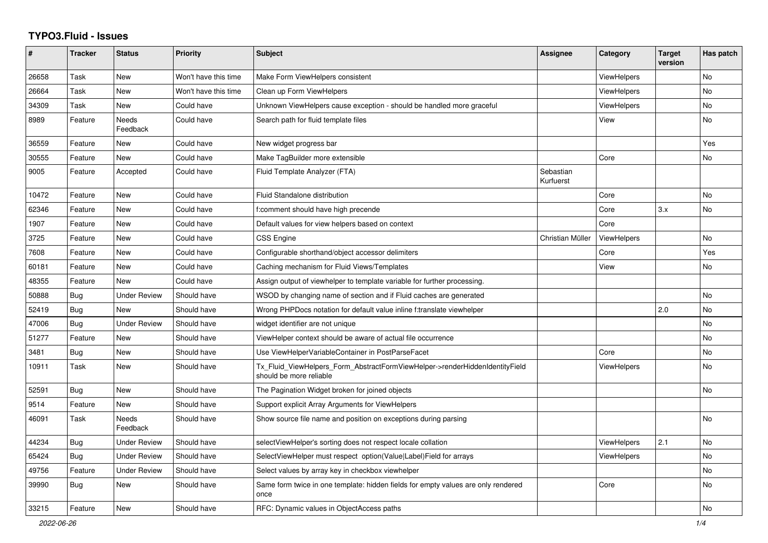# TYPO3.Fluid - Issues

| # | Tracker | Status | Priority | Subject | Assignee | Category | Target version | Has patch |
|---|---|---|---|---|---|---|---|---|
| 26658 | Task | New | Won't have this time | Make Form ViewHelpers consistent | | ViewHelpers | | No |
| 26664 | Task | New | Won't have this time | Clean up Form ViewHelpers | | ViewHelpers | | No |
| 34309 | Task | New | Could have | Unknown ViewHelpers cause exception - should be handled more graceful | | ViewHelpers | | No |
| 8989 | Feature | Needs Feedback | Could have | Search path for fluid template files | | View | | No |
| 36559 | Feature | New | Could have | New widget progress bar | | | | Yes |
| 30555 | Feature | New | Could have | Make TagBuilder more extensible | | Core | | No |
| 9005 | Feature | Accepted | Could have | Fluid Template Analyzer (FTA) | Sebastian Kurfuerst | | | |
| 10472 | Feature | New | Could have | Fluid Standalone distribution | | Core | | No |
| 62346 | Feature | New | Could have | f:comment should have high precende | | Core | 3.x | No |
| 1907 | Feature | New | Could have | Default values for view helpers based on context | | Core | | |
| 3725 | Feature | New | Could have | CSS Engine | Christian Müller | ViewHelpers | | No |
| 7608 | Feature | New | Could have | Configurable shorthand/object accessor delimiters | | Core | | Yes |
| 60181 | Feature | New | Could have | Caching mechanism for Fluid Views/Templates | | View | | No |
| 48355 | Feature | New | Could have | Assign output of viewhelper to template variable for further processing. | | | | |
| 50888 | Bug | Under Review | Should have | WSOD by changing name of section and if Fluid caches are generated | | | | No |
| 52419 | Bug | New | Should have | Wrong PHPDocs notation for default value inline f:translate viewhelper | | | 2.0 | No |
| 47006 | Bug | Under Review | Should have | widget identifier are not unique | | | | No |
| 51277 | Feature | New | Should have | ViewHelper context should be aware of actual file occurrence | | | | No |
| 3481 | Bug | New | Should have | Use ViewHelperVariableContainer in PostParseFacet | | Core | | No |
| 10911 | Task | New | Should have | Tx_Fluid_ViewHelpers_Form_AbstractFormViewHelper->renderHiddenIdentityField should be more reliable | | ViewHelpers | | No |
| 52591 | Bug | New | Should have | The Pagination Widget broken for joined objects | | | | No |
| 9514 | Feature | New | Should have | Support explicit Array Arguments for ViewHelpers | | | | |
| 46091 | Task | Needs Feedback | Should have | Show source file name and position on exceptions during parsing | | | | No |
| 44234 | Bug | Under Review | Should have | selectViewHelper's sorting does not respect locale collation | | ViewHelpers | 2.1 | No |
| 65424 | Bug | Under Review | Should have | SelectViewHelper must respect option(Value\|Label)Field for arrays | | ViewHelpers | | No |
| 49756 | Feature | Under Review | Should have | Select values by array key in checkbox viewhelper | | | | No |
| 39990 | Bug | New | Should have | Same form twice in one template: hidden fields for empty values are only rendered once | | Core | | No |
| 33215 | Feature | New | Should have | RFC: Dynamic values in ObjectAccess paths | | | | No |

2022-06-26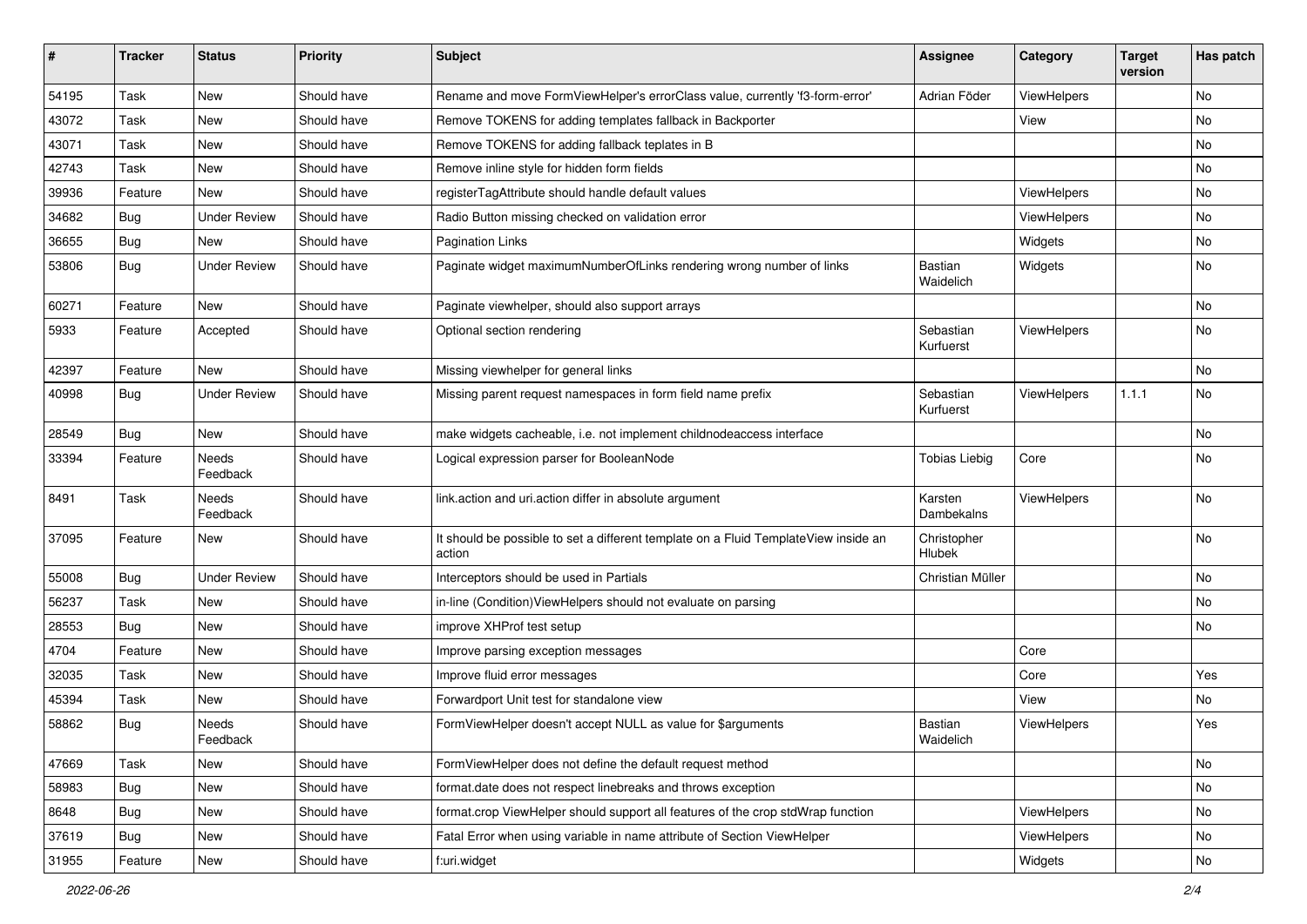| # | Tracker | Status | Priority | Subject | Assignee | Category | Target version | Has patch |
|---|---|---|---|---|---|---|---|---|
| 54195 | Task | New | Should have | Rename and move FormViewHelper's errorClass value, currently 'f3-form-error' | Adrian Föder | ViewHelpers | | No |
| 43072 | Task | New | Should have | Remove TOKENS for adding templates fallback in Backporter | | View | | No |
| 43071 | Task | New | Should have | Remove TOKENS for adding fallback teplates in B | | | | No |
| 42743 | Task | New | Should have | Remove inline style for hidden form fields | | | | No |
| 39936 | Feature | New | Should have | registerTagAttribute should handle default values | | ViewHelpers | | No |
| 34682 | Bug | Under Review | Should have | Radio Button missing checked on validation error | | ViewHelpers | | No |
| 36655 | Bug | New | Should have | Pagination Links | | Widgets | | No |
| 53806 | Bug | Under Review | Should have | Paginate widget maximumNumberOfLinks rendering wrong number of links | Bastian Waidelich | Widgets | | No |
| 60271 | Feature | New | Should have | Paginate viewhelper, should also support arrays | | | | No |
| 5933 | Feature | Accepted | Should have | Optional section rendering | Sebastian Kurfuerst | ViewHelpers | | No |
| 42397 | Feature | New | Should have | Missing viewhelper for general links | | | | No |
| 40998 | Bug | Under Review | Should have | Missing parent request namespaces in form field name prefix | Sebastian Kurfuerst | ViewHelpers | 1.1.1 | No |
| 28549 | Bug | New | Should have | make widgets cacheable, i.e. not implement childnodeaccess interface | | | | No |
| 33394 | Feature | Needs Feedback | Should have | Logical expression parser for BooleanNode | Tobias Liebig | Core | | No |
| 8491 | Task | Needs Feedback | Should have | link.action and uri.action differ in absolute argument | Karsten Dambekalns | ViewHelpers | | No |
| 37095 | Feature | New | Should have | It should be possible to set a different template on a Fluid TemplateView inside an action | Christopher Hlubek | | | No |
| 55008 | Bug | Under Review | Should have | Interceptors should be used in Partials | Christian Müller | | | No |
| 56237 | Task | New | Should have | in-line (Condition)ViewHelpers should not evaluate on parsing | | | | No |
| 28553 | Bug | New | Should have | improve XHProf test setup | | | | No |
| 4704 | Feature | New | Should have | Improve parsing exception messages | | Core | | |
| 32035 | Task | New | Should have | Improve fluid error messages | | Core | | Yes |
| 45394 | Task | New | Should have | Forwardport Unit test for standalone view | | View | | No |
| 58862 | Bug | Needs Feedback | Should have | FormViewHelper doesn't accept NULL as value for $arguments | Bastian Waidelich | ViewHelpers | | Yes |
| 47669 | Task | New | Should have | FormViewHelper does not define the default request method | | | | No |
| 58983 | Bug | New | Should have | format.date does not respect linebreaks and throws exception | | | | No |
| 8648 | Bug | New | Should have | format.crop ViewHelper should support all features of the crop stdWrap function | | ViewHelpers | | No |
| 37619 | Bug | New | Should have | Fatal Error when using variable in name attribute of Section ViewHelper | | ViewHelpers | | No |
| 31955 | Feature | New | Should have | f:uri.widget | | Widgets | | No |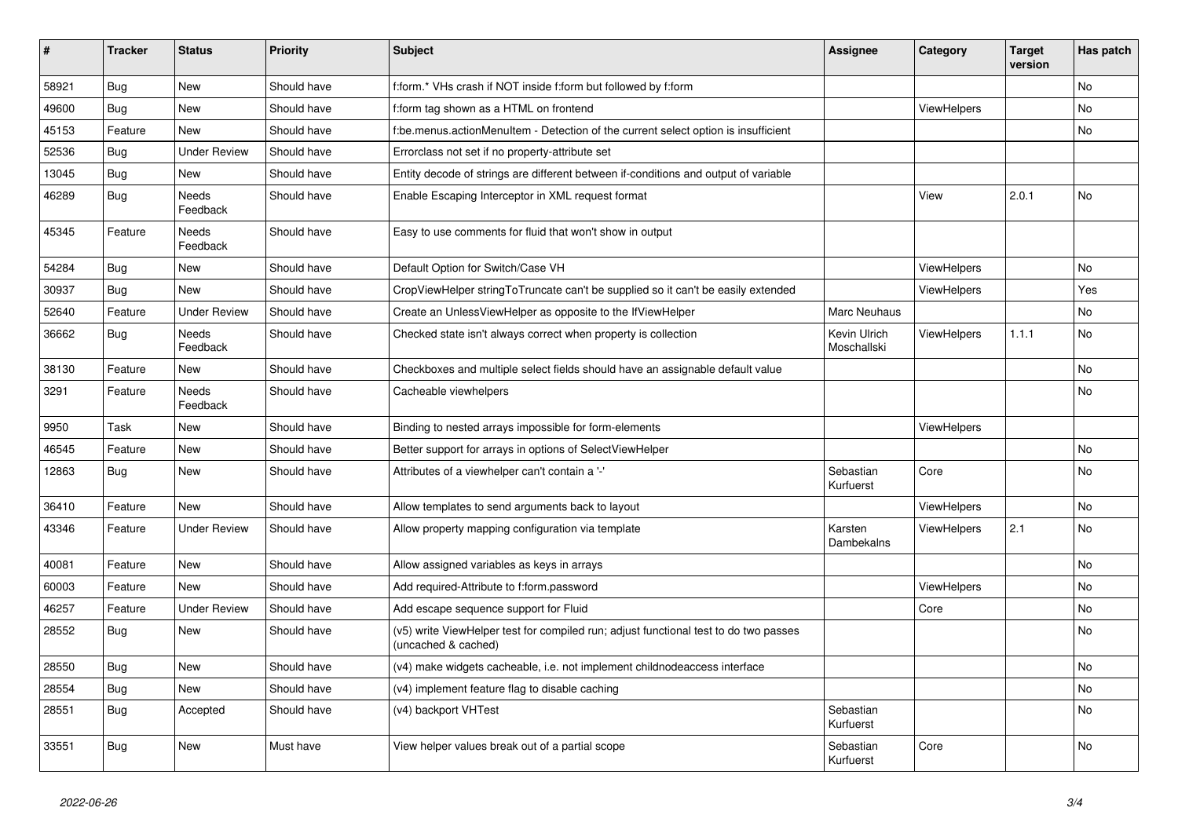| # | Tracker | Status | Priority | Subject | Assignee | Category | Target version | Has patch |
|---|---|---|---|---|---|---|---|---|
| 58921 | Bug | New | Should have | f:form.* VHs crash if NOT inside f:form but followed by f:form | | | | No |
| 49600 | Bug | New | Should have | f:form tag shown as a HTML on frontend | | ViewHelpers | | No |
| 45153 | Feature | New | Should have | f:be.menus.actionMenuItem - Detection of the current select option is insufficient | | | | No |
| 52536 | Bug | Under Review | Should have | Errorclass not set if no property-attribute set | | | | |
| 13045 | Bug | New | Should have | Entity decode of strings are different between if-conditions and output of variable | | | | |
| 46289 | Bug | Needs Feedback | Should have | Enable Escaping Interceptor in XML request format | | View | 2.0.1 | No |
| 45345 | Feature | Needs Feedback | Should have | Easy to use comments for fluid that won't show in output | | | | |
| 54284 | Bug | New | Should have | Default Option for Switch/Case VH | | ViewHelpers | | No |
| 30937 | Bug | New | Should have | CropViewHelper stringToTruncate can't be supplied so it can't be easily extended | | ViewHelpers | | Yes |
| 52640 | Feature | Under Review | Should have | Create an UnlessViewHelper as opposite to the IfViewHelper | Marc Neuhaus | | | No |
| 36662 | Bug | Needs Feedback | Should have | Checked state isn't always correct when property is collection | Kevin Ulrich Moschallski | ViewHelpers | 1.1.1 | No |
| 38130 | Feature | New | Should have | Checkboxes and multiple select fields should have an assignable default value | | | | No |
| 3291 | Feature | Needs Feedback | Should have | Cacheable viewhelpers | | | | No |
| 9950 | Task | New | Should have | Binding to nested arrays impossible for form-elements | | ViewHelpers | | |
| 46545 | Feature | New | Should have | Better support for arrays in options of SelectViewHelper | | | | No |
| 12863 | Bug | New | Should have | Attributes of a viewhelper can't contain a '-' | Sebastian Kurfuerst | Core | | No |
| 36410 | Feature | New | Should have | Allow templates to send arguments back to layout | | ViewHelpers | | No |
| 43346 | Feature | Under Review | Should have | Allow property mapping configuration via template | Karsten Dambekalns | ViewHelpers | 2.1 | No |
| 40081 | Feature | New | Should have | Allow assigned variables as keys in arrays | | | | No |
| 60003 | Feature | New | Should have | Add required-Attribute to f:form.password | | ViewHelpers | | No |
| 46257 | Feature | Under Review | Should have | Add escape sequence support for Fluid | | Core | | No |
| 28552 | Bug | New | Should have | (v5) write ViewHelper test for compiled run; adjust functional test to do two passes (uncached & cached) | | | | No |
| 28550 | Bug | New | Should have | (v4) make widgets cacheable, i.e. not implement childnodeaccess interface | | | | No |
| 28554 | Bug | New | Should have | (v4) implement feature flag to disable caching | | | | No |
| 28551 | Bug | Accepted | Should have | (v4) backport VHTest | Sebastian Kurfuerst | | | No |
| 33551 | Bug | New | Must have | View helper values break out of a partial scope | Sebastian Kurfuerst | Core | | No |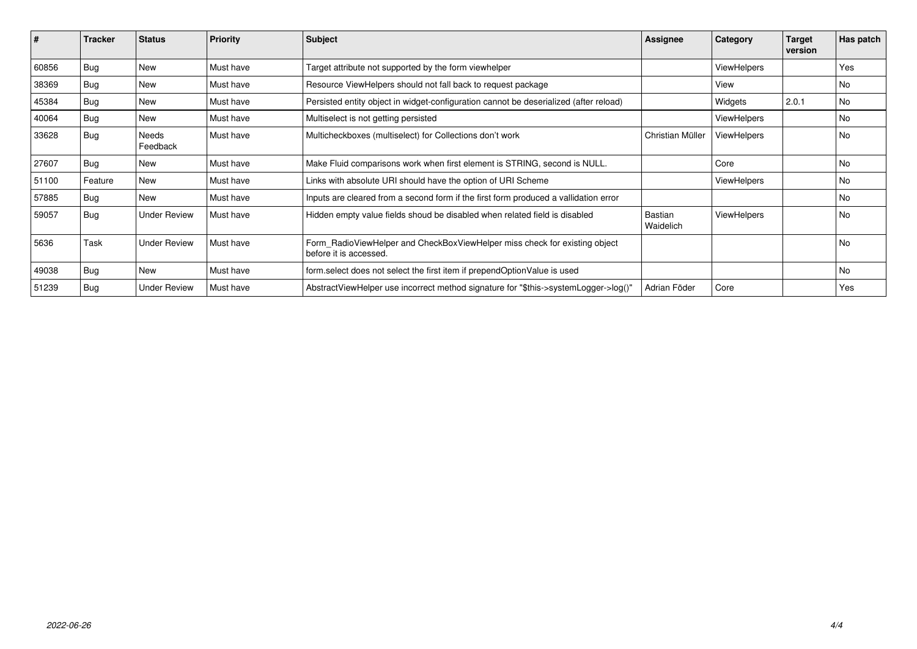| # | Tracker | Status | Priority | Subject | Assignee | Category | Target version | Has patch |
|---|---|---|---|---|---|---|---|---|
| 60856 | Bug | New | Must have | Target attribute not supported by the form viewhelper | | ViewHelpers | | Yes |
| 38369 | Bug | New | Must have | Resource ViewHelpers should not fall back to request package | | View | | No |
| 45384 | Bug | New | Must have | Persisted entity object in widget-configuration cannot be deserialized (after reload) | | Widgets | 2.0.1 | No |
| 40064 | Bug | New | Must have | Multiselect is not getting persisted | | ViewHelpers | | No |
| 33628 | Bug | Needs Feedback | Must have | Multicheckboxes (multiselect) for Collections don't work | Christian Müller | ViewHelpers | | No |
| 27607 | Bug | New | Must have | Make Fluid comparisons work when first element is STRING, second is NULL. | | Core | | No |
| 51100 | Feature | New | Must have | Links with absolute URI should have the option of URI Scheme | | ViewHelpers | | No |
| 57885 | Bug | New | Must have | Inputs are cleared from a second form if the first form produced a vallidation error | | | | No |
| 59057 | Bug | Under Review | Must have | Hidden empty value fields shoud be disabled when related field is disabled | Bastian Waidelich | ViewHelpers | | No |
| 5636 | Task | Under Review | Must have | Form_RadioViewHelper and CheckBoxViewHelper miss check for existing object before it is accessed. | | | | No |
| 49038 | Bug | New | Must have | form.select does not select the first item if prependOptionValue is used | | | | No |
| 51239 | Bug | Under Review | Must have | AbstractViewHelper use incorrect method signature for "$this->systemLogger->log()" | Adrian Föder | Core | | Yes |

2022-06-26